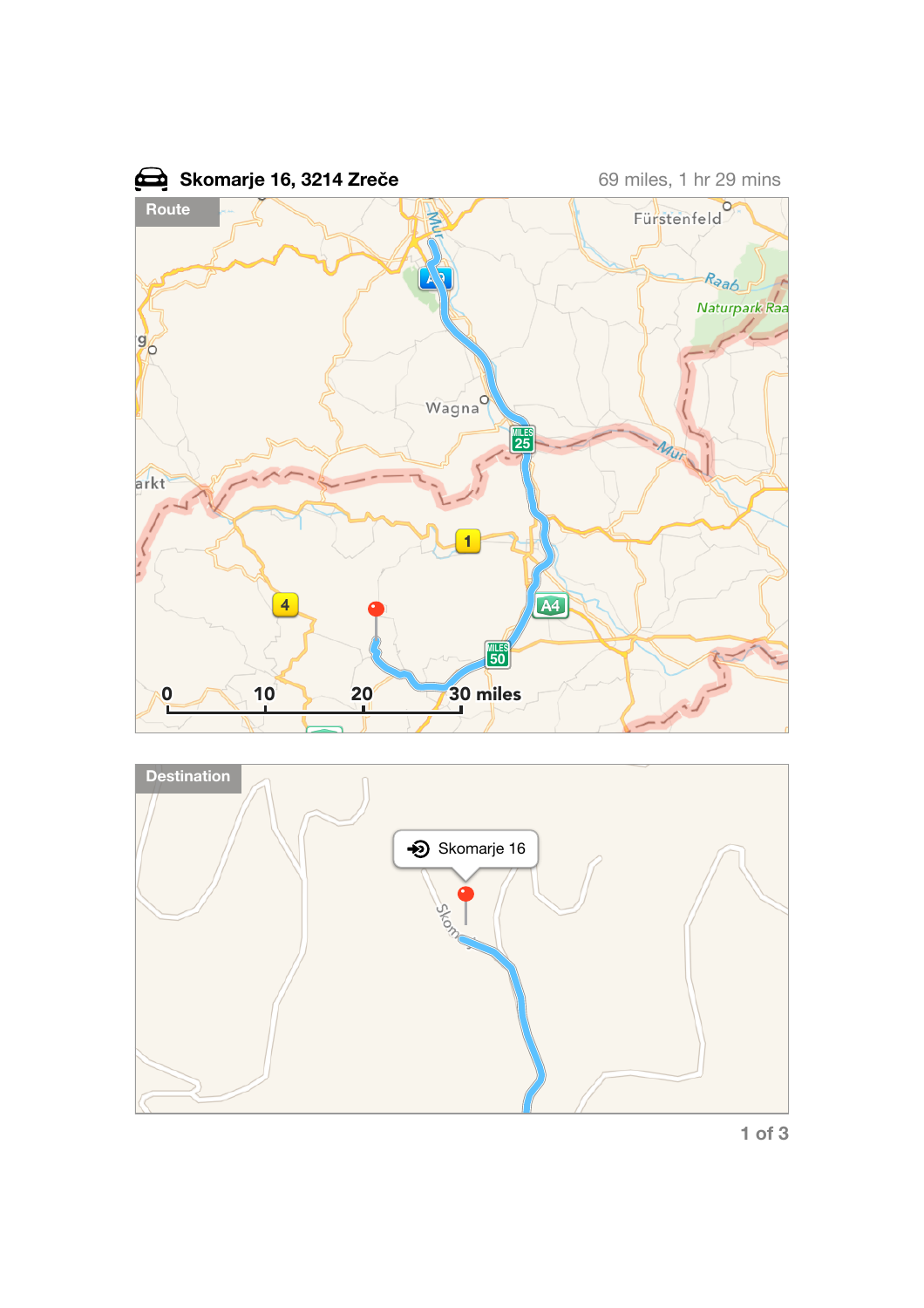# Skomarje 16, 3214 Zreče

69 miles, 1 hr 29 mins

**Route**

Fürstenfeld

Raab

Naturpark Raa

Mur

Wagna

arkt

0 10 20 30 miles

**Destination**

Skomarje 16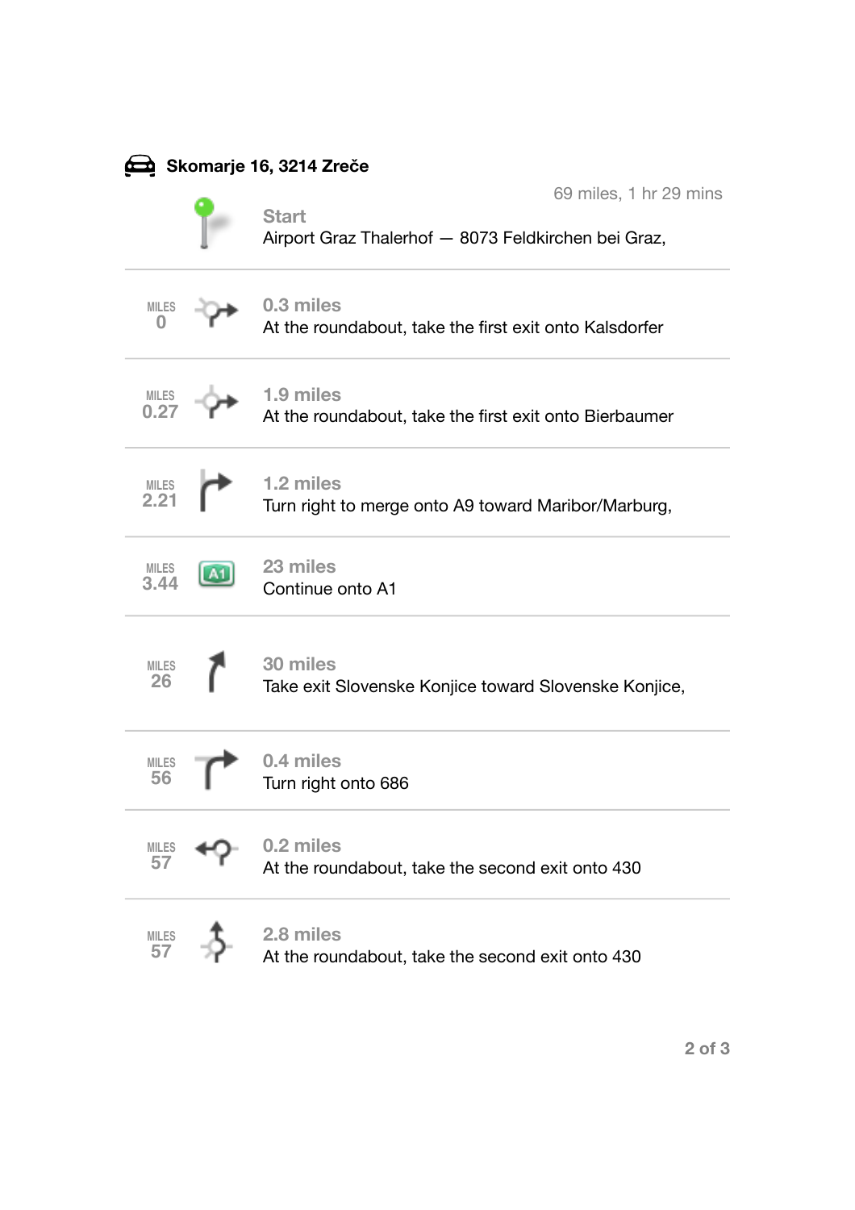## Skomarje 16, 3214 Zreče

69 miles, 1 hr 29 mins

**Start**
Airport Graz Thalerhof — 8073 Feldkirchen bei Graz,

| Miles | Distance | Direction |
| --- | --- | --- |
| 0 | 0.3 miles | At the roundabout, take the first exit onto Kalsdorfer |
| 0.27 | 1.9 miles | At the roundabout, take the first exit onto Bierbaumer |
| 2.21 | 1.2 miles | Turn right to merge onto A9 toward Maribor/Marburg, |
| 3.44 | 23 miles | Continue onto A1 |
| 26 | 30 miles | Take exit Slovenske Konjice toward Slovenske Konjice, |
| 56 | 0.4 miles | Turn right onto 686 |
| 57 | 0.2 miles | At the roundabout, take the second exit onto 430 |
| 57 | 2.8 miles | At the roundabout, take the second exit onto 430 |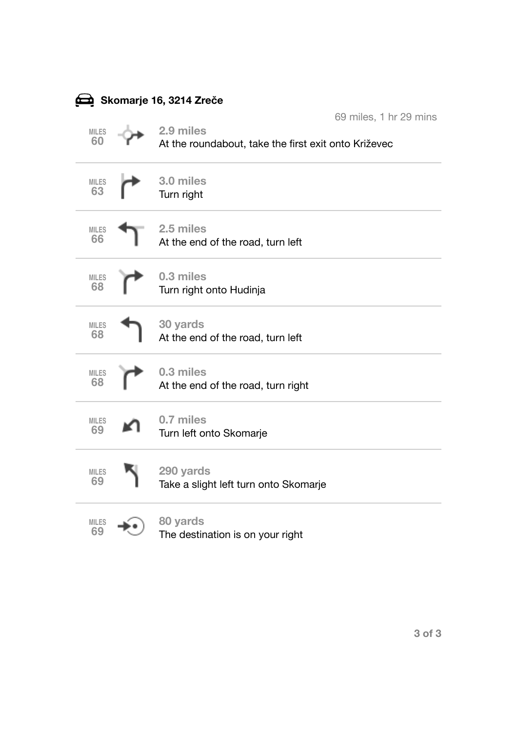**Skomarje 16, 3214 Zreče**

69 miles, 1 hr 29 mins

| | | |
|---|---|---|
| MILES 60 | 2.9 miles | At the roundabout, take the first exit onto Križevec |
| MILES 63 | 3.0 miles | Turn right |
| MILES 66 | 2.5 miles | At the end of the road, turn left |
| MILES 68 | 0.3 miles | Turn right onto Hudinja |
| MILES 68 | 30 yards | At the end of the road, turn left |
| MILES 68 | 0.3 miles | At the end of the road, turn right |
| MILES 69 | 0.7 miles | Turn left onto Skomarje |
| MILES 69 | 290 yards | Take a slight left turn onto Skomarje |
| MILES 69 | 80 yards | The destination is on your right |